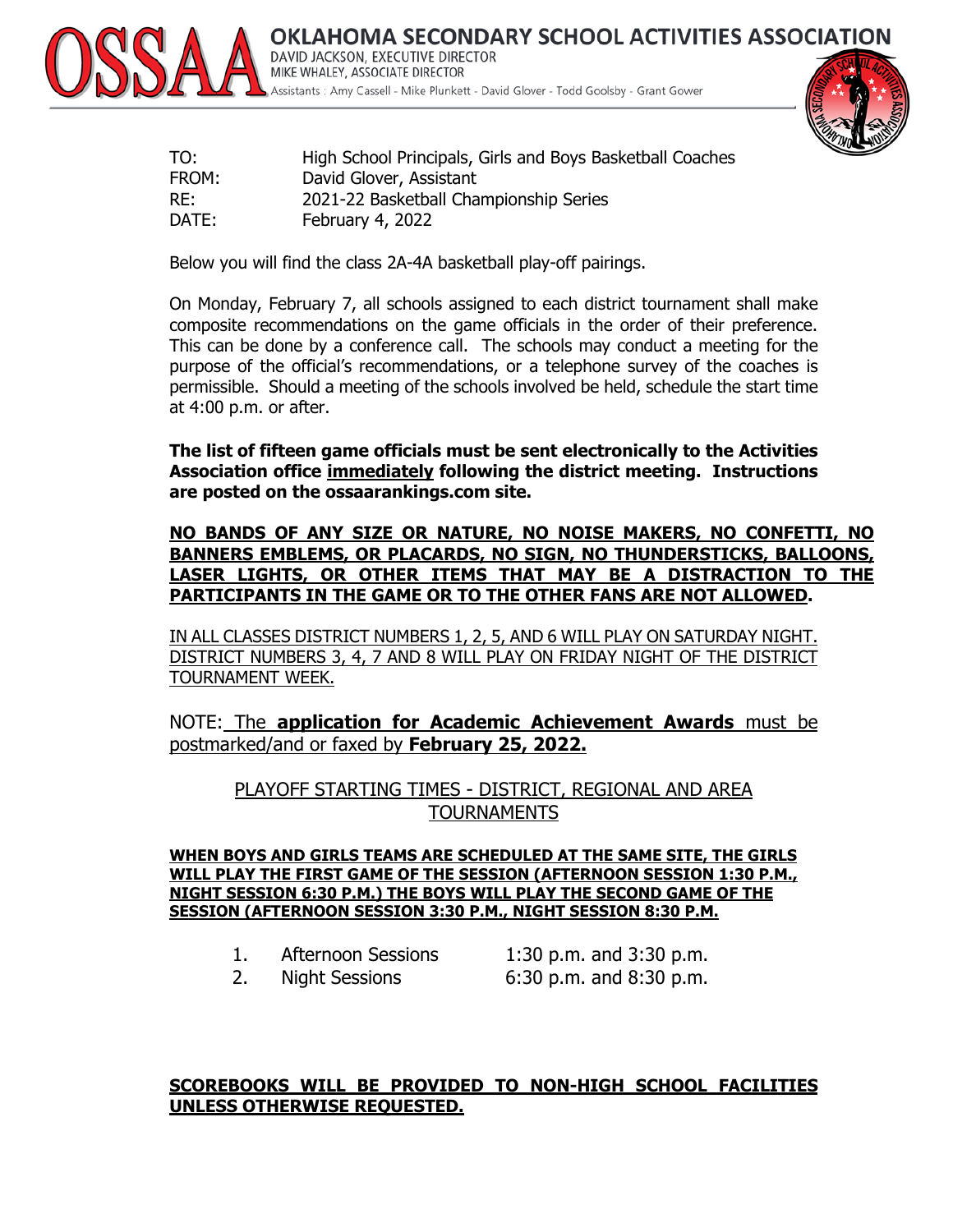# OKLAHOMA SECONDARY SCHOOL ACTIVITIES ASSOCIATION

DAVID JACKSON, EXECUTIVE DIRECTOR
MIKE WHALEY, ASSOCIATE DIRECTOR
Assistants : Amy Cassell - Mike Plunkett - David Glover - Todd Goolsby - Grant Gower

TO: High School Principals, Girls and Boys Basketball Coaches
FROM: David Glover, Assistant
RE: 2021-22 Basketball Championship Series
DATE: February 4, 2022

Below you will find the class 2A-4A basketball play-off pairings.

On Monday, February 7, all schools assigned to each district tournament shall make composite recommendations on the game officials in the order of their preference. This can be done by a conference call. The schools may conduct a meeting for the purpose of the official's recommendations, or a telephone survey of the coaches is permissible. Should a meeting of the schools involved be held, schedule the start time at 4:00 p.m. or after.

**The list of fifteen game officials must be sent electronically to the Activities Association office immediately following the district meeting. Instructions are posted on the ossaarankings.com site.**

**NO BANDS OF ANY SIZE OR NATURE, NO NOISE MAKERS, NO CONFETTI, NO BANNERS EMBLEMS, OR PLACARDS, NO SIGN, NO THUNDERSTICKS, BALLOONS, LASER LIGHTS, OR OTHER ITEMS THAT MAY BE A DISTRACTION TO THE PARTICIPANTS IN THE GAME OR TO THE OTHER FANS ARE NOT ALLOWED.**

IN ALL CLASSES DISTRICT NUMBERS 1, 2, 5, AND 6 WILL PLAY ON SATURDAY NIGHT. DISTRICT NUMBERS 3, 4, 7 AND 8 WILL PLAY ON FRIDAY NIGHT OF THE DISTRICT TOURNAMENT WEEK.

NOTE: The **application for Academic Achievement Awards** must be postmarked/and or faxed by **February 25, 2022.**

## PLAYOFF STARTING TIMES - DISTRICT, REGIONAL AND AREA TOURNAMENTS

**WHEN BOYS AND GIRLS TEAMS ARE SCHEDULED AT THE SAME SITE, THE GIRLS WILL PLAY THE FIRST GAME OF THE SESSION (AFTERNOON SESSION 1:30 P.M., NIGHT SESSION 6:30 P.M.) THE BOYS WILL PLAY THE SECOND GAME OF THE SESSION (AFTERNOON SESSION 3:30 P.M., NIGHT SESSION 8:30 P.M.**

1. Afternoon Sessions 1:30 p.m. and 3:30 p.m.
2. Night Sessions 6:30 p.m. and 8:30 p.m.

**SCOREBOOKS WILL BE PROVIDED TO NON-HIGH SCHOOL FACILITIES UNLESS OTHERWISE REQUESTED.**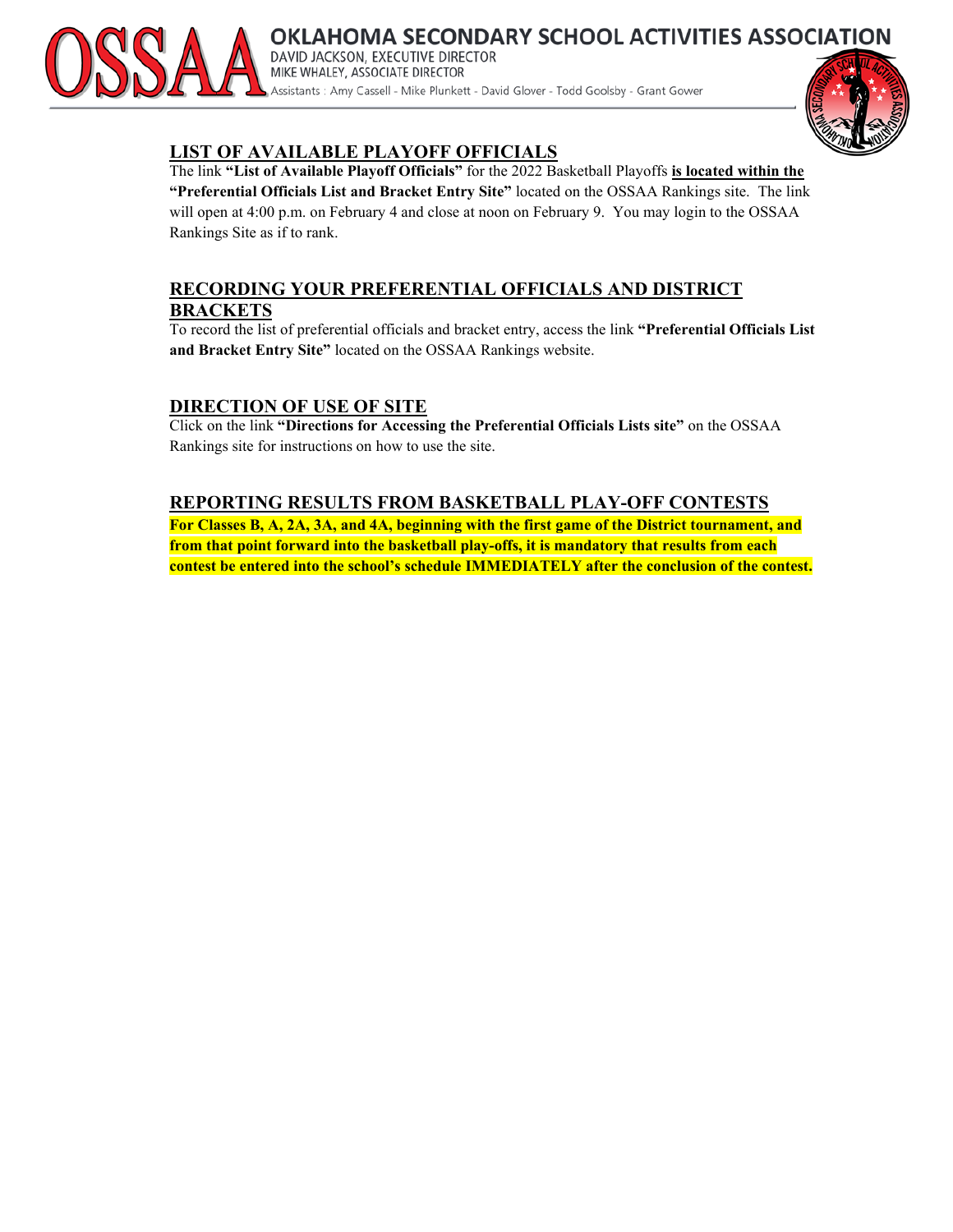## LIST OF AVAILABLE PLAYOFF OFFICIALS

The link **"List of Available Playoff Officials"** for the 2022 Basketball Playoffs **is located within the "Preferential Officials List and Bracket Entry Site"** located on the OSSAA Rankings site. The link will open at 4:00 p.m. on February 4 and close at noon on February 9. You may login to the OSSAA Rankings Site as if to rank.

## RECORDING YOUR PREFERENTIAL OFFICIALS AND DISTRICT BRACKETS

To record the list of preferential officials and bracket entry, access the link **"Preferential Officials List and Bracket Entry Site"** located on the OSSAA Rankings website.

## DIRECTION OF USE OF SITE

Click on the link **"Directions for Accessing the Preferential Officials Lists site"** on the OSSAA Rankings site for instructions on how to use the site.

## REPORTING RESULTS FROM BASKETBALL PLAY-OFF CONTESTS

**For Classes B, A, 2A, 3A, and 4A, beginning with the first game of the District tournament, and from that point forward into the basketball play-offs, it is mandatory that results from each contest be entered into the school's schedule IMMEDIATELY after the conclusion of the contest.**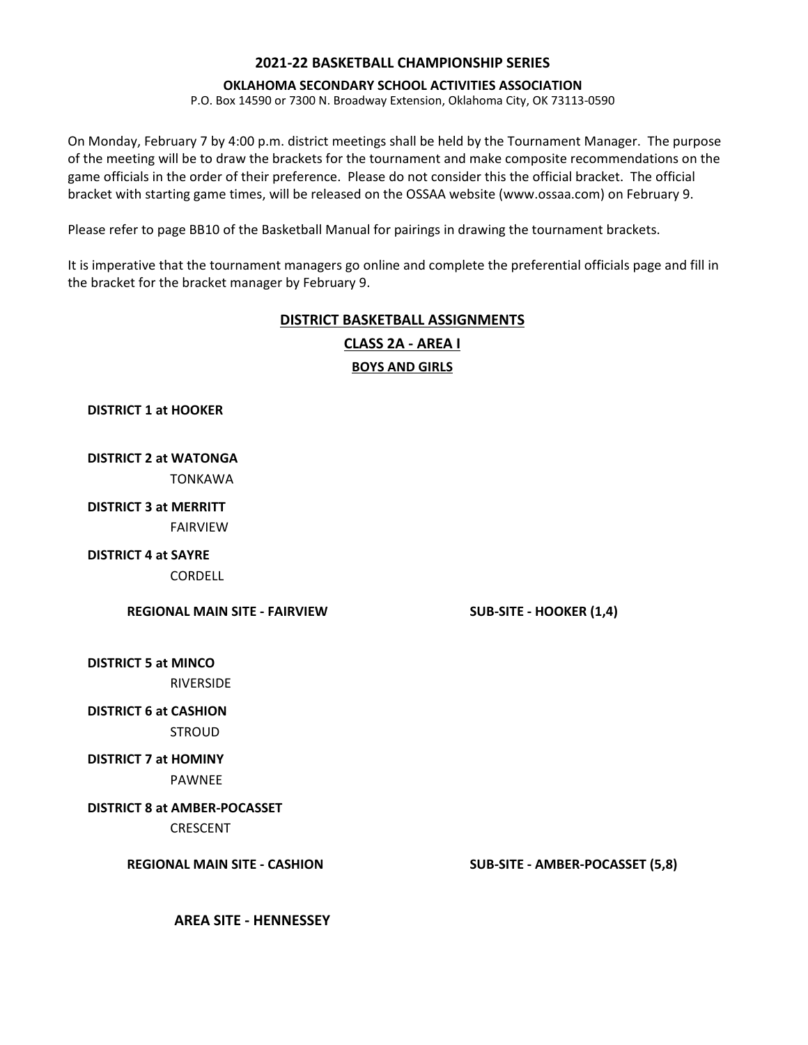**2021-22 BASKETBALL CHAMPIONSHIP SERIES**

**OKLAHOMA SECONDARY SCHOOL ACTIVITIES ASSOCIATION**

P.O. Box 14590 or 7300 N. Broadway Extension, Oklahoma City, OK 73113-0590

On Monday, February 7 by 4:00 p.m. district meetings shall be held by the Tournament Manager. The purpose of the meeting will be to draw the brackets for the tournament and make composite recommendations on the game officials in the order of their preference. Please do not consider this the official bracket. The official bracket with starting game times, will be released on the OSSAA website (www.ossaa.com) on February 9.

Please refer to page BB10 of the Basketball Manual for pairings in drawing the tournament brackets.

It is imperative that the tournament managers go online and complete the preferential officials page and fill in the bracket for the bracket manager by February 9.

## DISTRICT BASKETBALL ASSIGNMENTS

## CLASS 2A - AREA I

### BOYS AND GIRLS

**DISTRICT 1 at HOOKER**

**DISTRICT 2 at WATONGA**
TONKAWA

**DISTRICT 3 at MERRITT**
FAIRVIEW

**DISTRICT 4 at SAYRE**
CORDELL

**REGIONAL MAIN SITE - FAIRVIEW** **SUB-SITE - HOOKER (1,4)**

**DISTRICT 5 at MINCO**
RIVERSIDE

**DISTRICT 6 at CASHION**
STROUD

**DISTRICT 7 at HOMINY**
PAWNEE

**DISTRICT 8 at AMBER-POCASSET**
CRESCENT

**REGIONAL MAIN SITE - CASHION** **SUB-SITE - AMBER-POCASSET (5,8)**

**AREA SITE - HENNESSEY**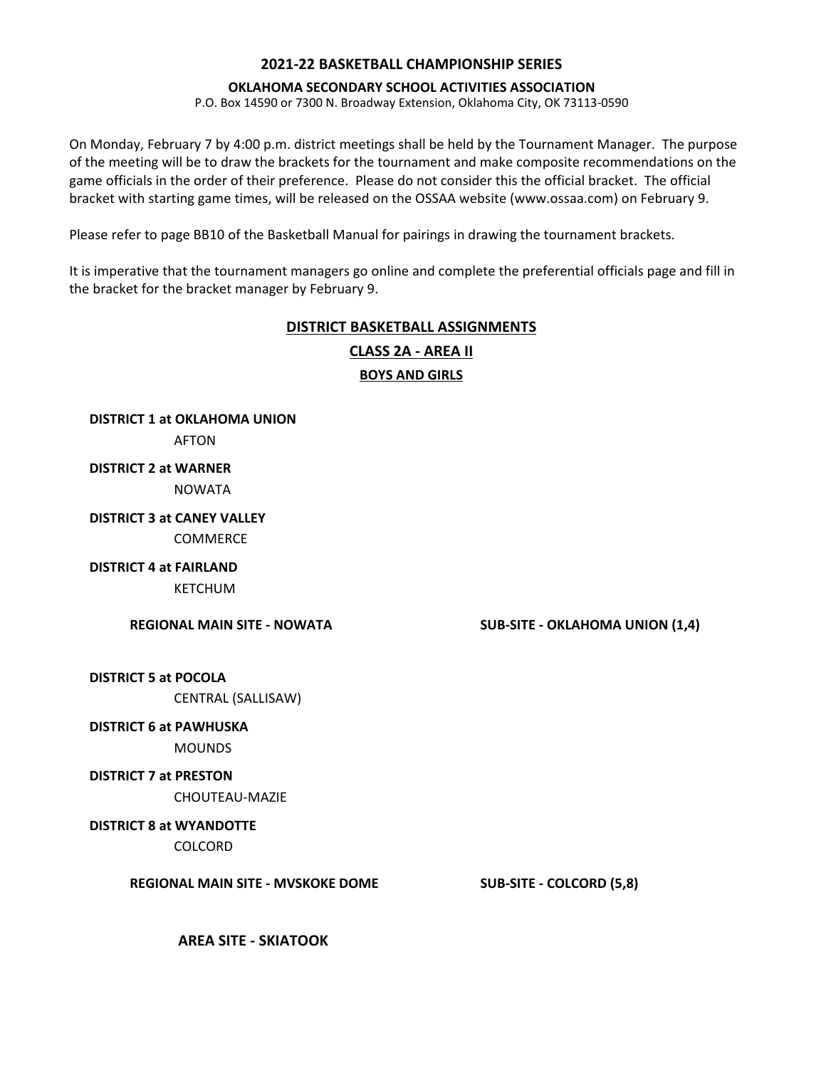**2021-22 BASKETBALL CHAMPIONSHIP SERIES**

**OKLAHOMA SECONDARY SCHOOL ACTIVITIES ASSOCIATION**

P.O. Box 14590 or 7300 N. Broadway Extension, Oklahoma City, OK 73113-0590

On Monday, February 7 by 4:00 p.m. district meetings shall be held by the Tournament Manager. The purpose of the meeting will be to draw the brackets for the tournament and make composite recommendations on the game officials in the order of their preference. Please do not consider this the official bracket. The official bracket with starting game times, will be released on the OSSAA website (www.ossaa.com) on February 9.

Please refer to page BB10 of the Basketball Manual for pairings in drawing the tournament brackets.

It is imperative that the tournament managers go online and complete the preferential officials page and fill in the bracket for the bracket manager by February 9.

## DISTRICT BASKETBALL ASSIGNMENTS

## CLASS 2A - AREA II

### BOYS AND GIRLS

**DISTRICT 1 at OKLAHOMA UNION**
AFTON

**DISTRICT 2 at WARNER**
NOWATA

**DISTRICT 3 at CANEY VALLEY**
COMMERCE

**DISTRICT 4 at FAIRLAND**
KETCHUM

**REGIONAL MAIN SITE - NOWATA** **SUB-SITE - OKLAHOMA UNION (1,4)**

**DISTRICT 5 at POCOLA**
CENTRAL (SALLISAW)

**DISTRICT 6 at PAWHUSKA**
MOUNDS

**DISTRICT 7 at PRESTON**
CHOUTEAU-MAZIE

**DISTRICT 8 at WYANDOTTE**
COLCORD

**REGIONAL MAIN SITE - MVSKOKE DOME** **SUB-SITE - COLCORD (5,8)**

**AREA SITE - SKIATOOK**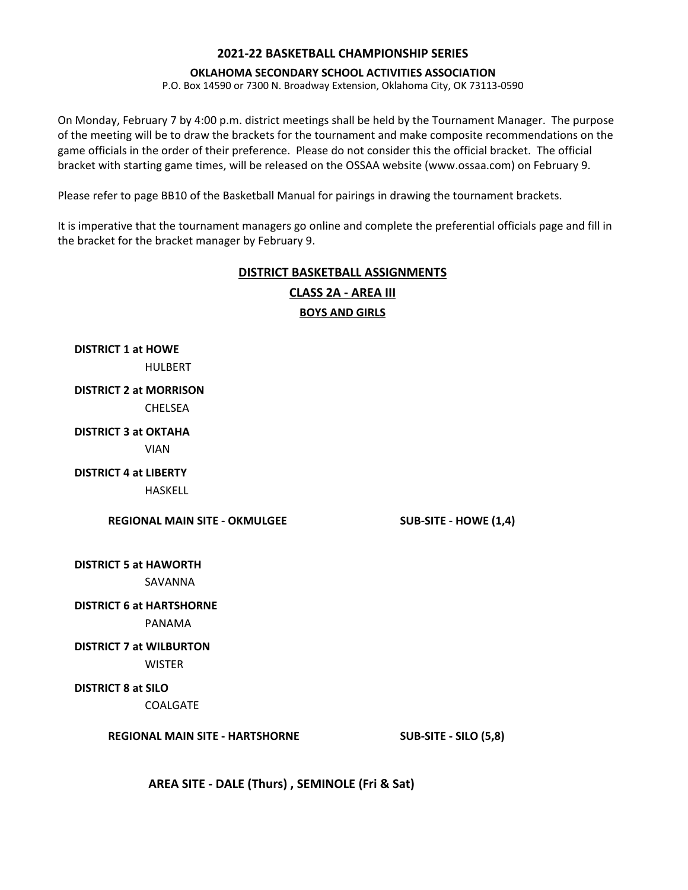**2021-22 BASKETBALL CHAMPIONSHIP SERIES**

**OKLAHOMA SECONDARY SCHOOL ACTIVITIES ASSOCIATION**

P.O. Box 14590 or 7300 N. Broadway Extension, Oklahoma City, OK 73113-0590

On Monday, February 7 by 4:00 p.m. district meetings shall be held by the Tournament Manager. The purpose of the meeting will be to draw the brackets for the tournament and make composite recommendations on the game officials in the order of their preference. Please do not consider this the official bracket. The official bracket with starting game times, will be released on the OSSAA website (www.ossaa.com) on February 9.

Please refer to page BB10 of the Basketball Manual for pairings in drawing the tournament brackets.

It is imperative that the tournament managers go online and complete the preferential officials page and fill in the bracket for the bracket manager by February 9.

## DISTRICT BASKETBALL ASSIGNMENTS

## CLASS 2A - AREA III

### BOYS AND GIRLS

**DISTRICT 1 at HOWE**
HULBERT

**DISTRICT 2 at MORRISON**
CHELSEA

**DISTRICT 3 at OKTAHA**
VIAN

**DISTRICT 4 at LIBERTY**
HASKELL

**REGIONAL MAIN SITE - OKMULGEE** **SUB-SITE - HOWE (1,4)**

**DISTRICT 5 at HAWORTH**
SAVANNA

**DISTRICT 6 at HARTSHORNE**
PANAMA

**DISTRICT 7 at WILBURTON**
WISTER

**DISTRICT 8 at SILO**
COALGATE

**REGIONAL MAIN SITE - HARTSHORNE** **SUB-SITE - SILO (5,8)**

**AREA SITE - DALE (Thurs) , SEMINOLE (Fri & Sat)**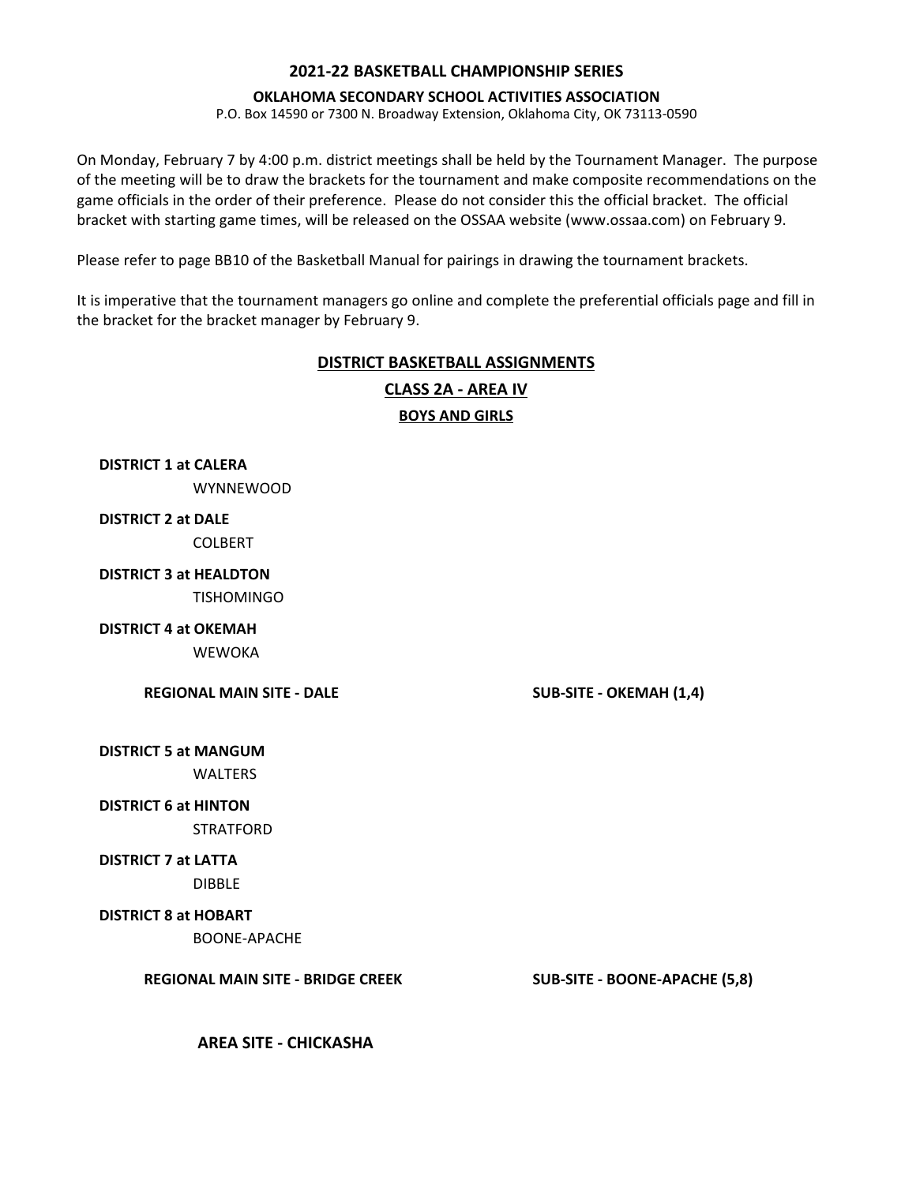## 2021-22 BASKETBALL CHAMPIONSHIP SERIES

### OKLAHOMA SECONDARY SCHOOL ACTIVITIES ASSOCIATION

P.O. Box 14590 or 7300 N. Broadway Extension, Oklahoma City, OK 73113-0590

On Monday, February 7 by 4:00 p.m. district meetings shall be held by the Tournament Manager. The purpose of the meeting will be to draw the brackets for the tournament and make composite recommendations on the game officials in the order of their preference. Please do not consider this the official bracket. The official bracket with starting game times, will be released on the OSSAA website (www.ossaa.com) on February 9.

Please refer to page BB10 of the Basketball Manual for pairings in drawing the tournament brackets.

It is imperative that the tournament managers go online and complete the preferential officials page and fill in the bracket for the bracket manager by February 9.

### DISTRICT BASKETBALL ASSIGNMENTS

### CLASS 2A - AREA IV

#### BOYS AND GIRLS

**DISTRICT 1 at CALERA**
WYNNEWOOD

**DISTRICT 2 at DALE**
COLBERT

**DISTRICT 3 at HEALDTON**
TISHOMINGO

**DISTRICT 4 at OKEMAH**
WEWOKA

**REGIONAL MAIN SITE - DALE** **SUB-SITE - OKEMAH (1,4)**

**DISTRICT 5 at MANGUM**
WALTERS

**DISTRICT 6 at HINTON**
STRATFORD

**DISTRICT 7 at LATTA**
DIBBLE

**DISTRICT 8 at HOBART**
BOONE-APACHE

**REGIONAL MAIN SITE - BRIDGE CREEK** **SUB-SITE - BOONE-APACHE (5,8)**

**AREA SITE - CHICKASHA**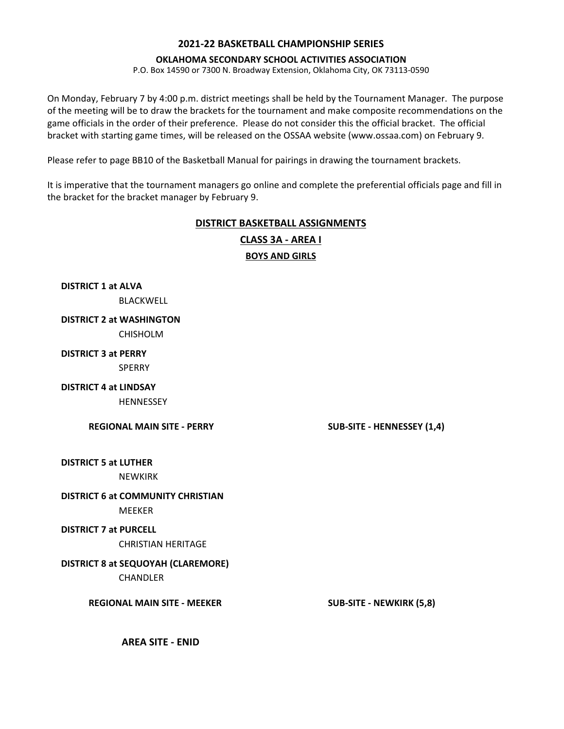**2021-22 BASKETBALL CHAMPIONSHIP SERIES**

**OKLAHOMA SECONDARY SCHOOL ACTIVITIES ASSOCIATION**

P.O. Box 14590 or 7300 N. Broadway Extension, Oklahoma City, OK 73113-0590

On Monday, February 7 by 4:00 p.m. district meetings shall be held by the Tournament Manager. The purpose of the meeting will be to draw the brackets for the tournament and make composite recommendations on the game officials in the order of their preference. Please do not consider this the official bracket. The official bracket with starting game times, will be released on the OSSAA website (www.ossaa.com) on February 9.

Please refer to page BB10 of the Basketball Manual for pairings in drawing the tournament brackets.

It is imperative that the tournament managers go online and complete the preferential officials page and fill in the bracket for the bracket manager by February 9.

## DISTRICT BASKETBALL ASSIGNMENTS

## CLASS 3A - AREA I

### BOYS AND GIRLS

**DISTRICT 1 at ALVA**

BLACKWELL

**DISTRICT 2 at WASHINGTON**

CHISHOLM

**DISTRICT 3 at PERRY**

SPERRY

**DISTRICT 4 at LINDSAY**

HENNESSEY

**REGIONAL MAIN SITE - PERRY** **SUB-SITE - HENNESSEY (1,4)**

**DISTRICT 5 at LUTHER**

NEWKIRK

**DISTRICT 6 at COMMUNITY CHRISTIAN**

MEEKER

**DISTRICT 7 at PURCELL**

CHRISTIAN HERITAGE

**DISTRICT 8 at SEQUOYAH (CLAREMORE)**

CHANDLER

**REGIONAL MAIN SITE - MEEKER** **SUB-SITE - NEWKIRK (5,8)**

**AREA SITE - ENID**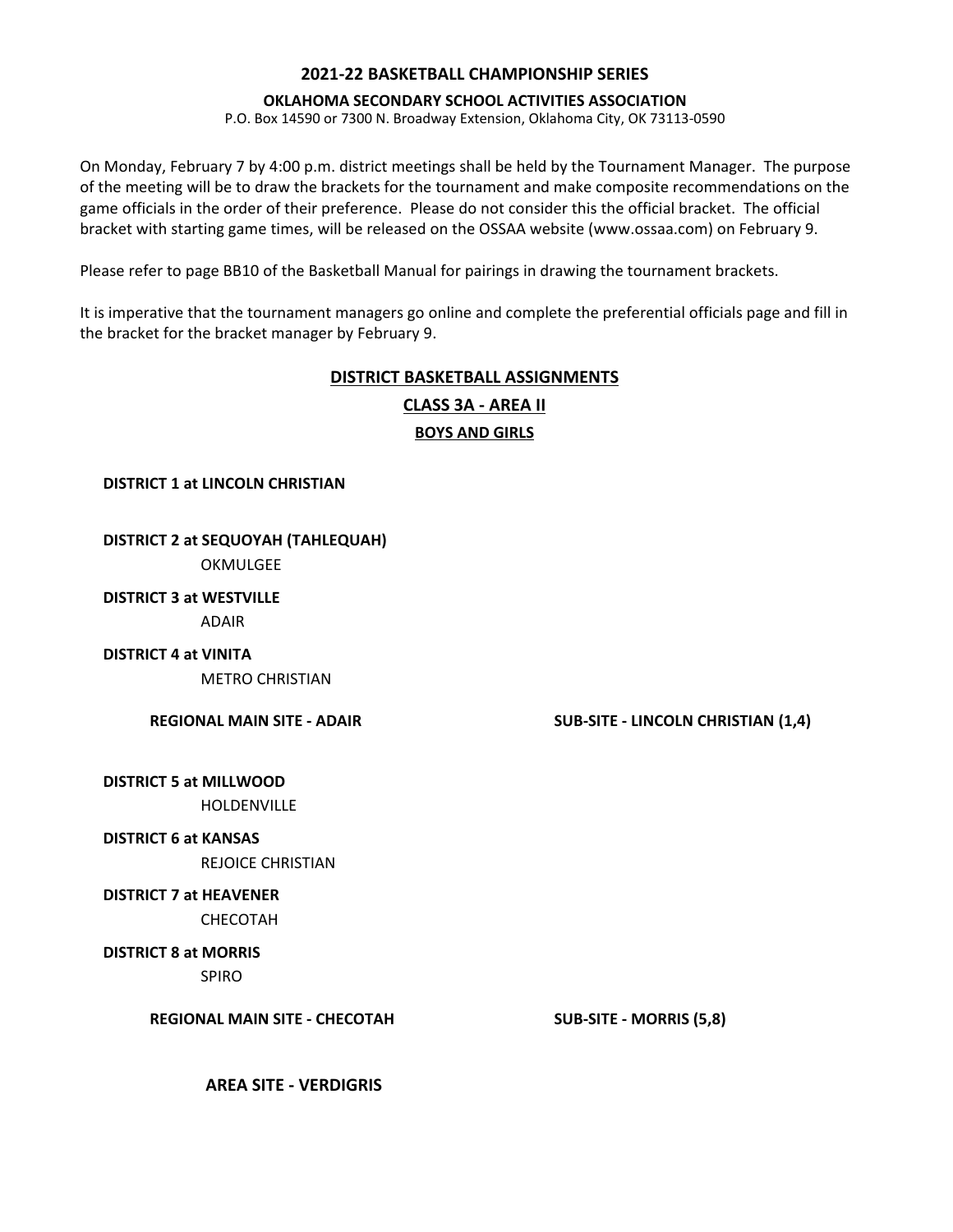## 2021-22 BASKETBALL CHAMPIONSHIP SERIES

**OKLAHOMA SECONDARY SCHOOL ACTIVITIES ASSOCIATION**

P.O. Box 14590 or 7300 N. Broadway Extension, Oklahoma City, OK 73113-0590

On Monday, February 7 by 4:00 p.m. district meetings shall be held by the Tournament Manager. The purpose of the meeting will be to draw the brackets for the tournament and make composite recommendations on the game officials in the order of their preference. Please do not consider this the official bracket. The official bracket with starting game times, will be released on the OSSAA website (www.ossaa.com) on February 9.

Please refer to page BB10 of the Basketball Manual for pairings in drawing the tournament brackets.

It is imperative that the tournament managers go online and complete the preferential officials page and fill in the bracket for the bracket manager by February 9.

### DISTRICT BASKETBALL ASSIGNMENTS

### CLASS 3A - AREA II

**BOYS AND GIRLS**

**DISTRICT 1 at LINCOLN CHRISTIAN**

**DISTRICT 2 at SEQUOYAH (TAHLEQUAH)**
OKMULGEE

**DISTRICT 3 at WESTVILLE**
ADAIR

**DISTRICT 4 at VINITA**
METRO CHRISTIAN

**REGIONAL MAIN SITE - ADAIR** **SUB-SITE - LINCOLN CHRISTIAN (1,4)**

**DISTRICT 5 at MILLWOOD**
HOLDENVILLE

**DISTRICT 6 at KANSAS**
REJOICE CHRISTIAN

**DISTRICT 7 at HEAVENER**
CHECOTAH

**DISTRICT 8 at MORRIS**
SPIRO

**REGIONAL MAIN SITE - CHECOTAH** **SUB-SITE - MORRIS (5,8)**

**AREA SITE - VERDIGRIS**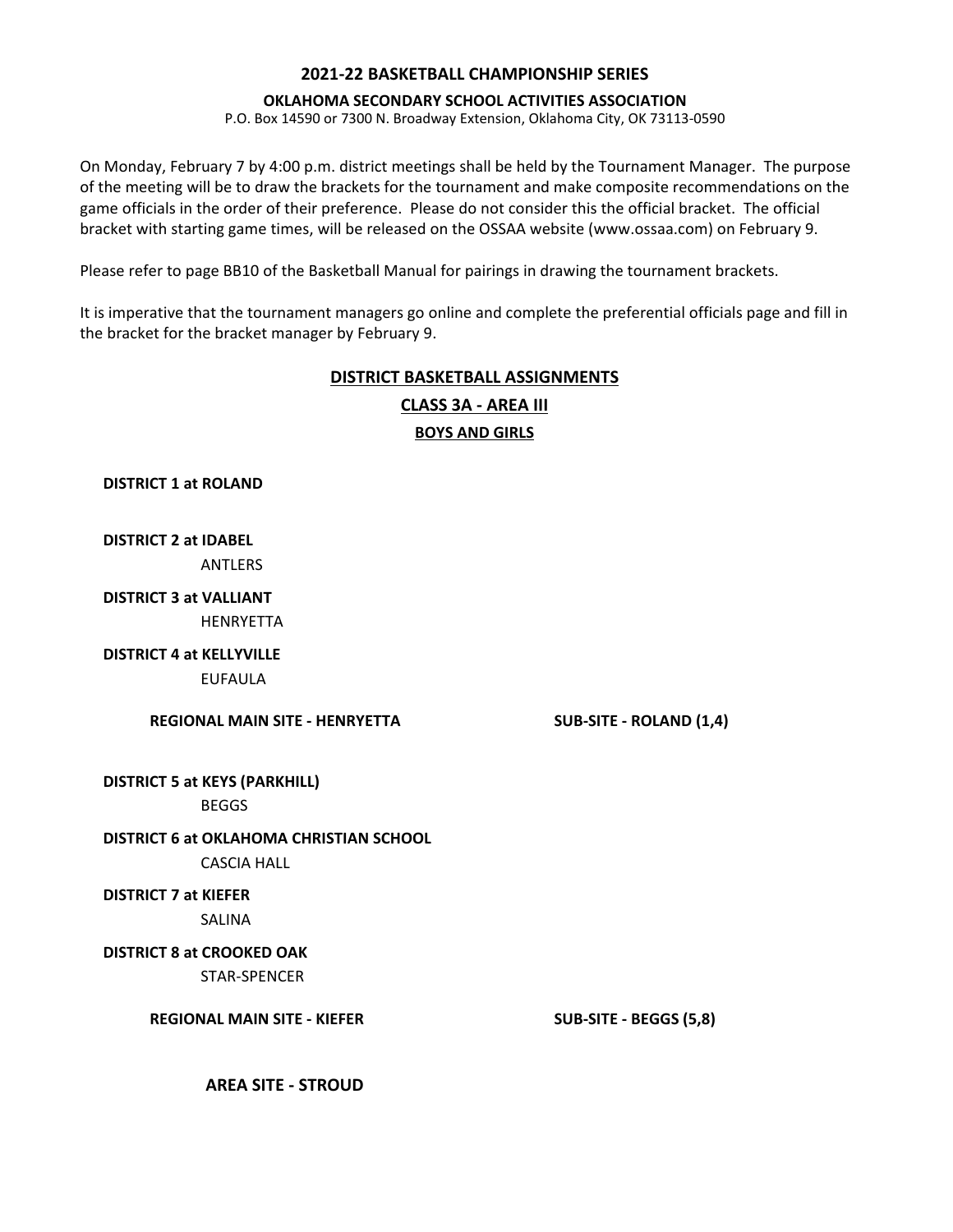# 2021-22 BASKETBALL CHAMPIONSHIP SERIES

**OKLAHOMA SECONDARY SCHOOL ACTIVITIES ASSOCIATION**

P.O. Box 14590 or 7300 N. Broadway Extension, Oklahoma City, OK 73113-0590

On Monday, February 7 by 4:00 p.m. district meetings shall be held by the Tournament Manager. The purpose of the meeting will be to draw the brackets for the tournament and make composite recommendations on the game officials in the order of their preference. Please do not consider this the official bracket. The official bracket with starting game times, will be released on the OSSAA website (www.ossaa.com) on February 9.

Please refer to page BB10 of the Basketball Manual for pairings in drawing the tournament brackets.

It is imperative that the tournament managers go online and complete the preferential officials page and fill in the bracket for the bracket manager by February 9.

## DISTRICT BASKETBALL ASSIGNMENTS

## CLASS 3A - AREA III

### BOYS AND GIRLS

**DISTRICT 1 at ROLAND**

**DISTRICT 2 at IDABEL**
ANTLERS

**DISTRICT 3 at VALLIANT**
HENRYETTA

**DISTRICT 4 at KELLYVILLE**
EUFAULA

**REGIONAL MAIN SITE - HENRYETTA** — **SUB-SITE - ROLAND (1,4)**

**DISTRICT 5 at KEYS (PARKHILL)**
BEGGS

**DISTRICT 6 at OKLAHOMA CHRISTIAN SCHOOL**
CASCIA HALL

**DISTRICT 7 at KIEFER**
SALINA

**DISTRICT 8 at CROOKED OAK**
STAR-SPENCER

**REGIONAL MAIN SITE - KIEFER** — **SUB-SITE - BEGGS (5,8)**

**AREA SITE - STROUD**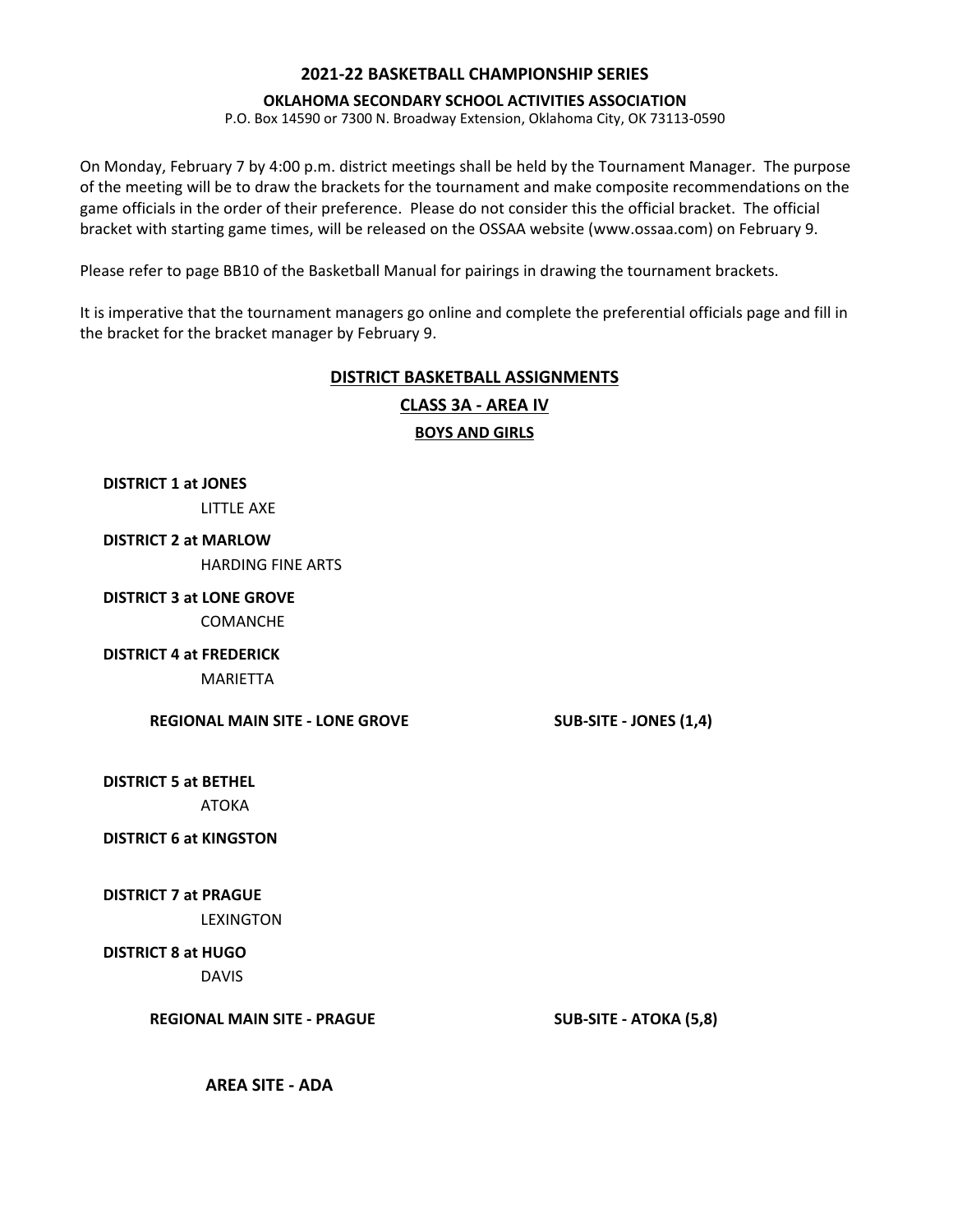**2021-22 BASKETBALL CHAMPIONSHIP SERIES**

**OKLAHOMA SECONDARY SCHOOL ACTIVITIES ASSOCIATION**

P.O. Box 14590 or 7300 N. Broadway Extension, Oklahoma City, OK 73113-0590

On Monday, February 7 by 4:00 p.m. district meetings shall be held by the Tournament Manager. The purpose of the meeting will be to draw the brackets for the tournament and make composite recommendations on the game officials in the order of their preference. Please do not consider this the official bracket. The official bracket with starting game times, will be released on the OSSAA website (www.ossaa.com) on February 9.

Please refer to page BB10 of the Basketball Manual for pairings in drawing the tournament brackets.

It is imperative that the tournament managers go online and complete the preferential officials page and fill in the bracket for the bracket manager by February 9.

## DISTRICT BASKETBALL ASSIGNMENTS

## CLASS 3A - AREA IV

### BOYS AND GIRLS

**DISTRICT 1 at JONES**

LITTLE AXE

**DISTRICT 2 at MARLOW**

HARDING FINE ARTS

**DISTRICT 3 at LONE GROVE**

COMANCHE

**DISTRICT 4 at FREDERICK**

MARIETTA

**REGIONAL MAIN SITE - LONE GROVE** **SUB-SITE - JONES (1,4)**

**DISTRICT 5 at BETHEL**

ATOKA

**DISTRICT 6 at KINGSTON**

**DISTRICT 7 at PRAGUE**

LEXINGTON

**DISTRICT 8 at HUGO**

DAVIS

**REGIONAL MAIN SITE - PRAGUE** **SUB-SITE - ATOKA (5,8)**

**AREA SITE - ADA**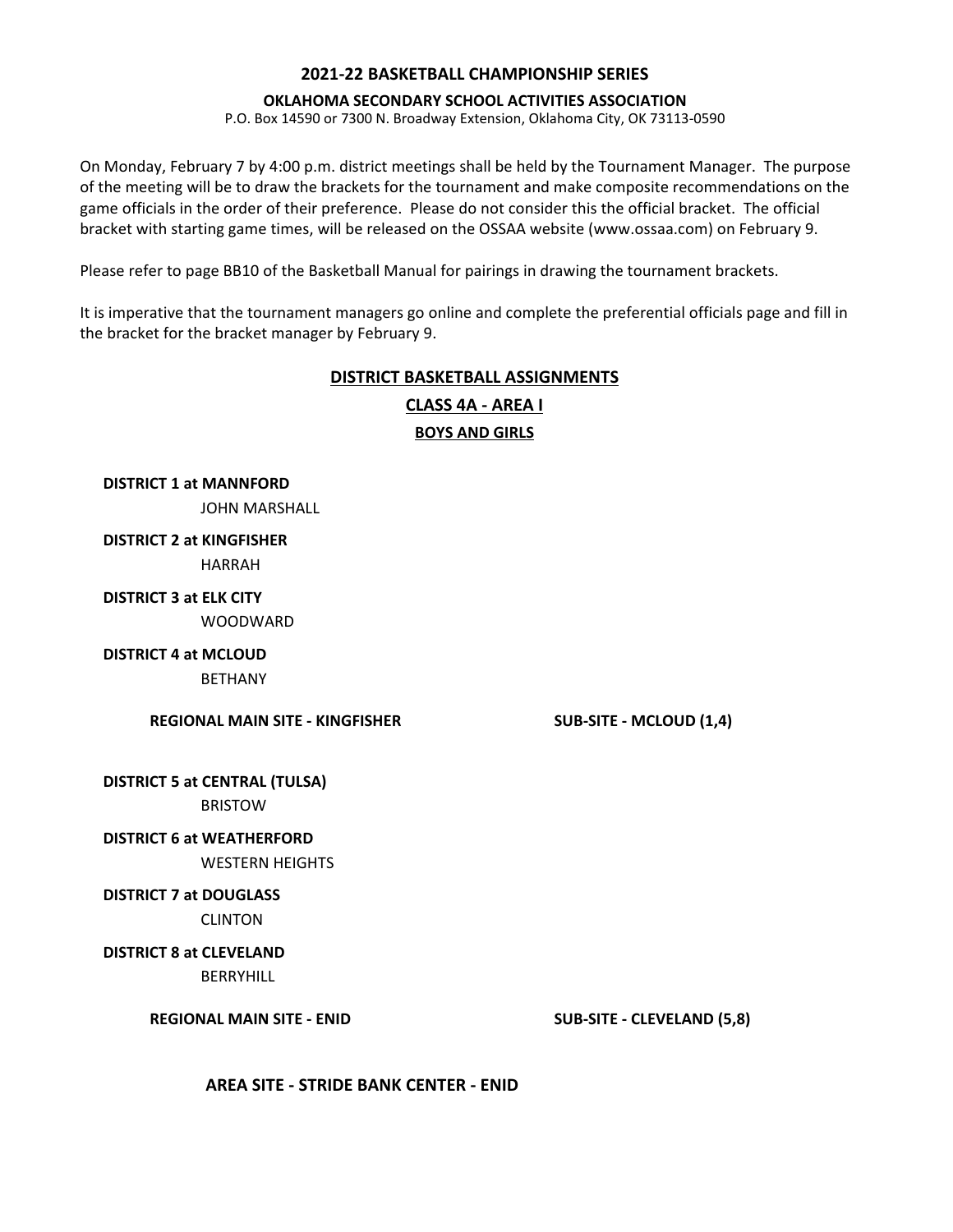**2021-22 BASKETBALL CHAMPIONSHIP SERIES**

**OKLAHOMA SECONDARY SCHOOL ACTIVITIES ASSOCIATION**

P.O. Box 14590 or 7300 N. Broadway Extension, Oklahoma City, OK 73113-0590

On Monday, February 7 by 4:00 p.m. district meetings shall be held by the Tournament Manager. The purpose of the meeting will be to draw the brackets for the tournament and make composite recommendations on the game officials in the order of their preference. Please do not consider this the official bracket. The official bracket with starting game times, will be released on the OSSAA website (www.ossaa.com) on February 9.

Please refer to page BB10 of the Basketball Manual for pairings in drawing the tournament brackets.

It is imperative that the tournament managers go online and complete the preferential officials page and fill in the bracket for the bracket manager by February 9.

## DISTRICT BASKETBALL ASSIGNMENTS

## CLASS 4A - AREA I

### BOYS AND GIRLS

**DISTRICT 1 at MANNFORD**
JOHN MARSHALL

**DISTRICT 2 at KINGFISHER**
HARRAH

**DISTRICT 3 at ELK CITY**
WOODWARD

**DISTRICT 4 at MCLOUD**
BETHANY

**REGIONAL MAIN SITE - KINGFISHER** **SUB-SITE - MCLOUD (1,4)**

**DISTRICT 5 at CENTRAL (TULSA)**
BRISTOW

**DISTRICT 6 at WEATHERFORD**
WESTERN HEIGHTS

**DISTRICT 7 at DOUGLASS**
CLINTON

**DISTRICT 8 at CLEVELAND**
BERRYHILL

**REGIONAL MAIN SITE - ENID** **SUB-SITE - CLEVELAND (5,8)**

**AREA SITE - STRIDE BANK CENTER - ENID**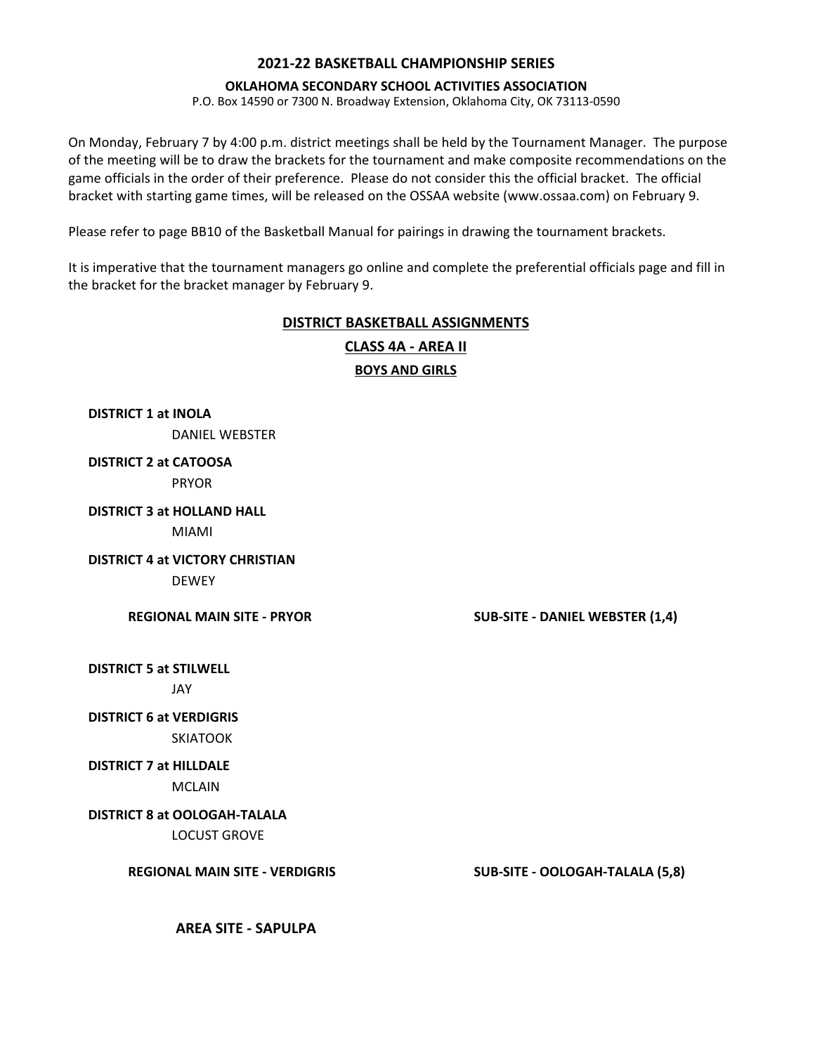**2021-22 BASKETBALL CHAMPIONSHIP SERIES**

**OKLAHOMA SECONDARY SCHOOL ACTIVITIES ASSOCIATION**

P.O. Box 14590 or 7300 N. Broadway Extension, Oklahoma City, OK 73113-0590

On Monday, February 7 by 4:00 p.m. district meetings shall be held by the Tournament Manager. The purpose of the meeting will be to draw the brackets for the tournament and make composite recommendations on the game officials in the order of their preference. Please do not consider this the official bracket. The official bracket with starting game times, will be released on the OSSAA website (www.ossaa.com) on February 9.

Please refer to page BB10 of the Basketball Manual for pairings in drawing the tournament brackets.

It is imperative that the tournament managers go online and complete the preferential officials page and fill in the bracket for the bracket manager by February 9.

## DISTRICT BASKETBALL ASSIGNMENTS

## CLASS 4A - AREA II

### BOYS AND GIRLS

**DISTRICT 1 at INOLA**
DANIEL WEBSTER

**DISTRICT 2 at CATOOSA**
PRYOR

**DISTRICT 3 at HOLLAND HALL**
MIAMI

**DISTRICT 4 at VICTORY CHRISTIAN**
DEWEY

**REGIONAL MAIN SITE - PRYOR** | **SUB-SITE - DANIEL WEBSTER (1,4)**

**DISTRICT 5 at STILWELL**
JAY

**DISTRICT 6 at VERDIGRIS**
SKIATOOK

**DISTRICT 7 at HILLDALE**
MCLAIN

**DISTRICT 8 at OOLOGAH-TALALA**
LOCUST GROVE

**REGIONAL MAIN SITE - VERDIGRIS** | **SUB-SITE - OOLOGAH-TALALA (5,8)**

**AREA SITE - SAPULPA**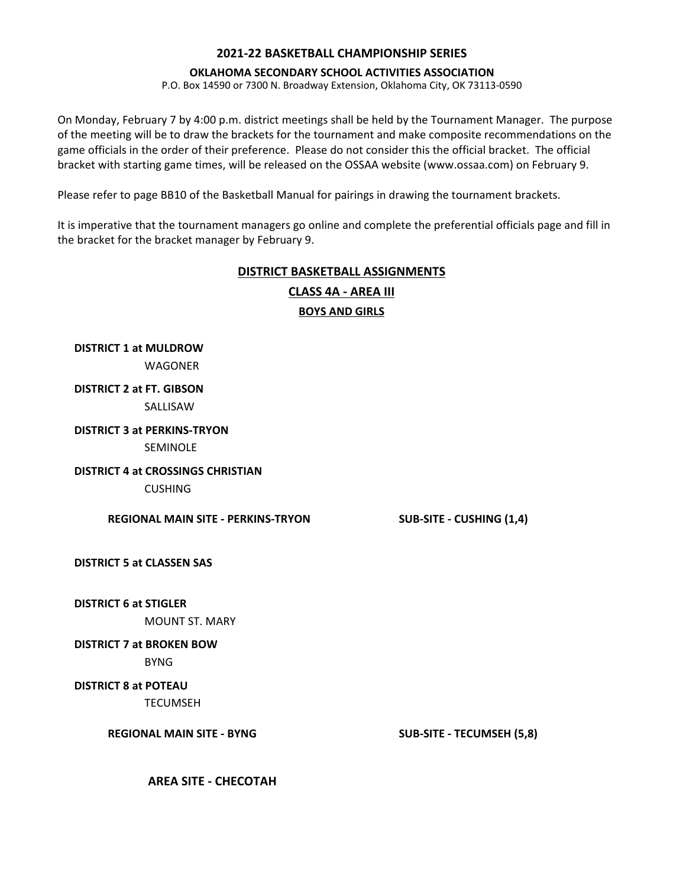**2021-22 BASKETBALL CHAMPIONSHIP SERIES**

**OKLAHOMA SECONDARY SCHOOL ACTIVITIES ASSOCIATION**

P.O. Box 14590 or 7300 N. Broadway Extension, Oklahoma City, OK 73113-0590

On Monday, February 7 by 4:00 p.m. district meetings shall be held by the Tournament Manager. The purpose of the meeting will be to draw the brackets for the tournament and make composite recommendations on the game officials in the order of their preference. Please do not consider this the official bracket. The official bracket with starting game times, will be released on the OSSAA website (www.ossaa.com) on February 9.

Please refer to page BB10 of the Basketball Manual for pairings in drawing the tournament brackets.

It is imperative that the tournament managers go online and complete the preferential officials page and fill in the bracket for the bracket manager by February 9.

## DISTRICT BASKETBALL ASSIGNMENTS

## CLASS 4A - AREA III

### BOYS AND GIRLS

**DISTRICT 1 at MULDROW**
WAGONER

**DISTRICT 2 at FT. GIBSON**
SALLISAW

**DISTRICT 3 at PERKINS-TRYON**
SEMINOLE

**DISTRICT 4 at CROSSINGS CHRISTIAN**
CUSHING

**REGIONAL MAIN SITE - PERKINS-TRYON** **SUB-SITE - CUSHING (1,4)**

**DISTRICT 5 at CLASSEN SAS**

**DISTRICT 6 at STIGLER**
MOUNT ST. MARY

**DISTRICT 7 at BROKEN BOW**
BYNG

**DISTRICT 8 at POTEAU**
TECUMSEH

**REGIONAL MAIN SITE - BYNG** **SUB-SITE - TECUMSEH (5,8)**

**AREA SITE - CHECOTAH**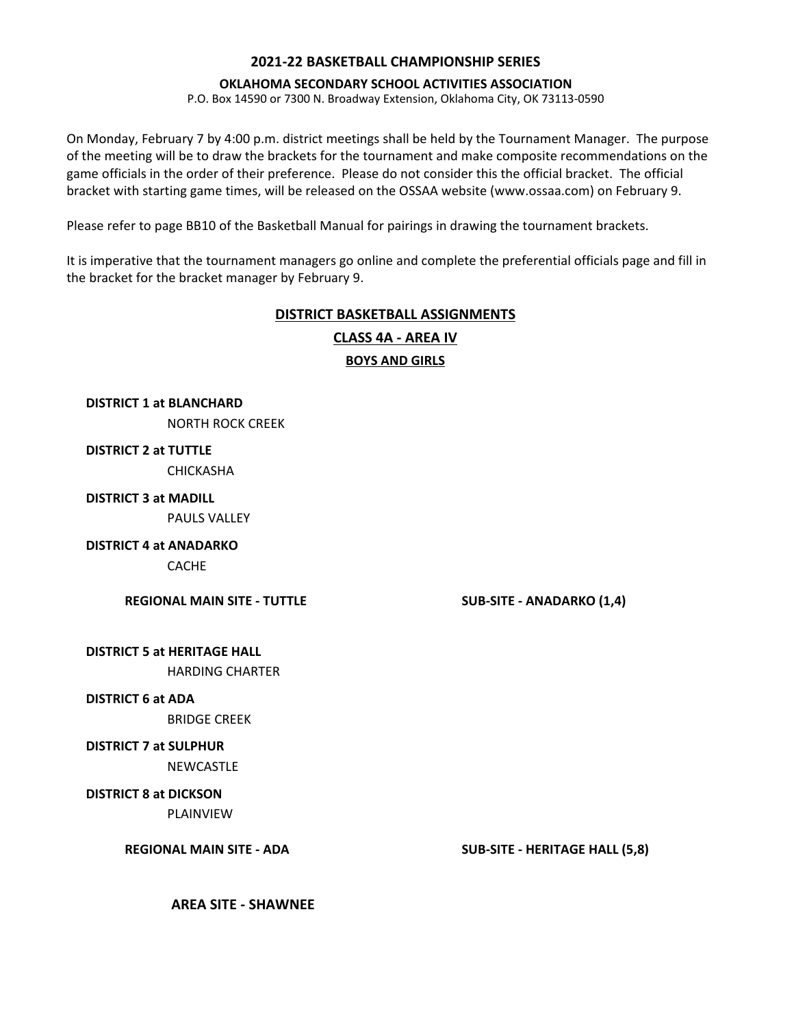## 2021-22 BASKETBALL CHAMPIONSHIP SERIES

### OKLAHOMA SECONDARY SCHOOL ACTIVITIES ASSOCIATION

P.O. Box 14590 or 7300 N. Broadway Extension, Oklahoma City, OK 73113-0590

On Monday, February 7 by 4:00 p.m. district meetings shall be held by the Tournament Manager. The purpose of the meeting will be to draw the brackets for the tournament and make composite recommendations on the game officials in the order of their preference. Please do not consider this the official bracket. The official bracket with starting game times, will be released on the OSSAA website (www.ossaa.com) on February 9.

Please refer to page BB10 of the Basketball Manual for pairings in drawing the tournament brackets.

It is imperative that the tournament managers go online and complete the preferential officials page and fill in the bracket for the bracket manager by February 9.

## DISTRICT BASKETBALL ASSIGNMENTS

## CLASS 4A - AREA IV

### BOYS AND GIRLS

**DISTRICT 1 at BLANCHARD**
NORTH ROCK CREEK

**DISTRICT 2 at TUTTLE**
CHICKASHA

**DISTRICT 3 at MADILL**
PAULS VALLEY

**DISTRICT 4 at ANADARKO**
CACHE

**REGIONAL MAIN SITE - TUTTLE** — **SUB-SITE - ANADARKO (1,4)**

**DISTRICT 5 at HERITAGE HALL**
HARDING CHARTER

**DISTRICT 6 at ADA**
BRIDGE CREEK

**DISTRICT 7 at SULPHUR**
NEWCASTLE

**DISTRICT 8 at DICKSON**
PLAINVIEW

**REGIONAL MAIN SITE - ADA** — **SUB-SITE - HERITAGE HALL (5,8)**

**AREA SITE - SHAWNEE**